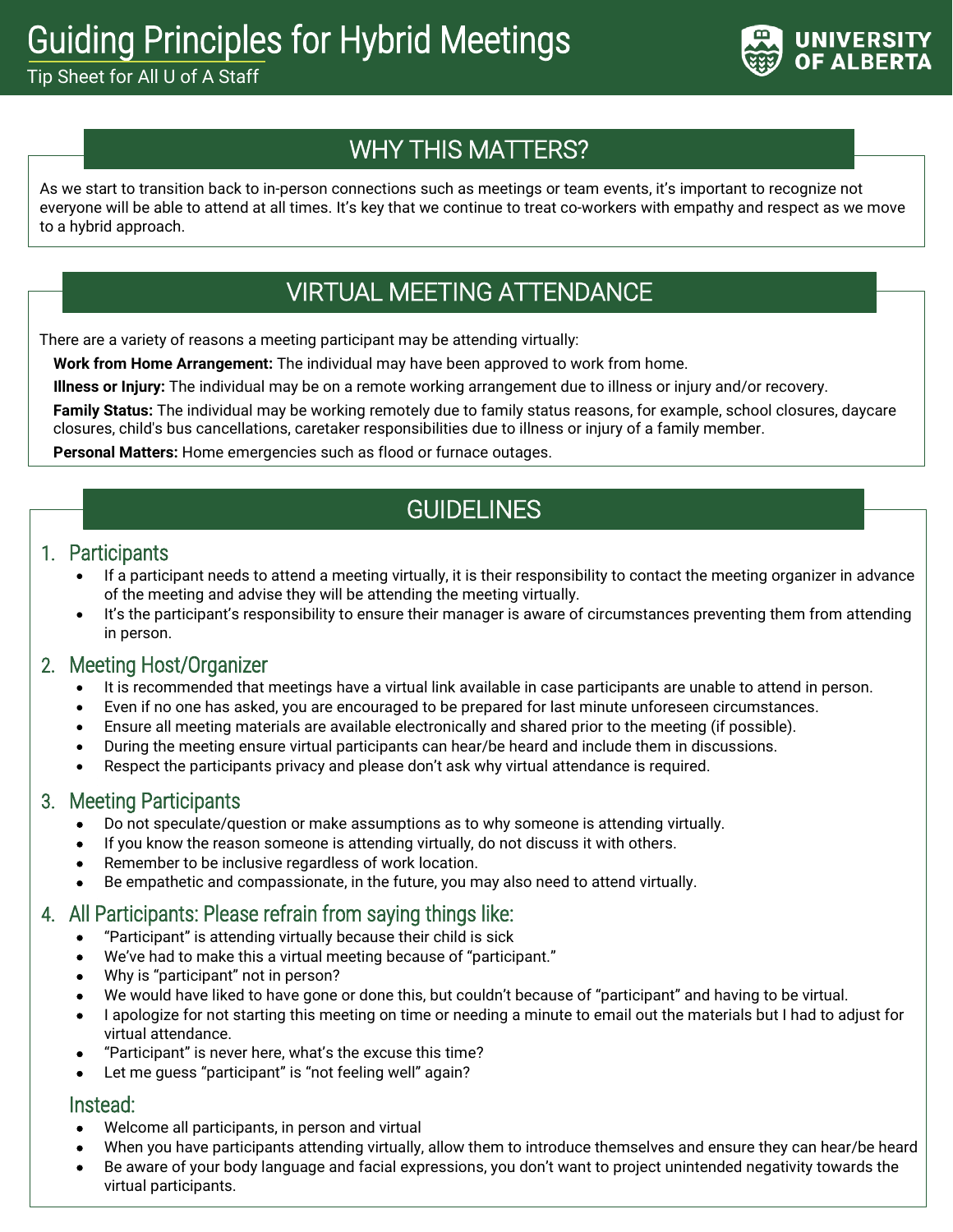# Guiding Principles for Hybrid Meetings

Tip Sheet for All U of A Staff

UNIVERSITY OF ALBERTA

## WHY THIS MATTERS?

As we start to transition back to in-person connections such as meetings or team events, it's important to recognize not everyone will be able to attend at all times. It's key that we continue to treat co-workers with empathy and respect as we move to a hybrid approach.

## VIRTUAL MEETING ATTENDANCE

There are a variety of reasons a meeting participant may be attending virtually:

**Work from Home Arrangement:** The individual may have been approved to work from home.

**Illness or Injury:** The individual may be on a remote working arrangement due to illness or injury and/or recovery.

**Family Status:** The individual may be working remotely due to family status reasons, for example, school closures, daycare closures, child's bus cancellations, caretaker responsibilities due to illness or injury of a family member.

**Personal Matters:** Home emergencies such as flood or furnace outages.

## GUIDELINES

### 1. Participants

- If a participant needs to attend a meeting virtually, it is their responsibility to contact the meeting organizer in advance of the meeting and advise they will be attending the meeting virtually.
- It's the participant's responsibility to ensure their manager is aware of circumstances preventing them from attending in person.

### 2. Meeting Host/Organizer

- It is recommended that meetings have a virtual link available in case participants are unable to attend in person.
- Even if no one has asked, you are encouraged to be prepared for last minute unforeseen circumstances.
- Ensure all meeting materials are available electronically and shared prior to the meeting (if possible).
- During the meeting ensure virtual participants can hear/be heard and include them in discussions.
- Respect the participants privacy and please don't ask why virtual attendance is required.

### 3. Meeting Participants

- Do not speculate/question or make assumptions as to why someone is attending virtually.
- If you know the reason someone is attending virtually, do not discuss it with others.
- Remember to be inclusive regardless of work location.
- Be empathetic and compassionate, in the future, you may also need to attend virtually.

### 4. All Participants: Please refrain from saying things like:

- "Participant" is attending virtually because their child is sick
- We've had to make this a virtual meeting because of "participant."
- Why is "participant" not in person?
- We would have liked to have gone or done this, but couldn't because of "participant" and having to be virtual.
- I apologize for not starting this meeting on time or needing a minute to email out the materials but I had to adjust for virtual attendance.
- "Participant" is never here, what's the excuse this time?
- Let me guess "participant" is "not feeling well" again?

### Instead:

- Welcome all participants, in person and virtual
- When you have participants attending virtually, allow them to introduce themselves and ensure they can hear/be heard
- Be aware of your body language and facial expressions, you don't want to project unintended negativity towards the virtual participants.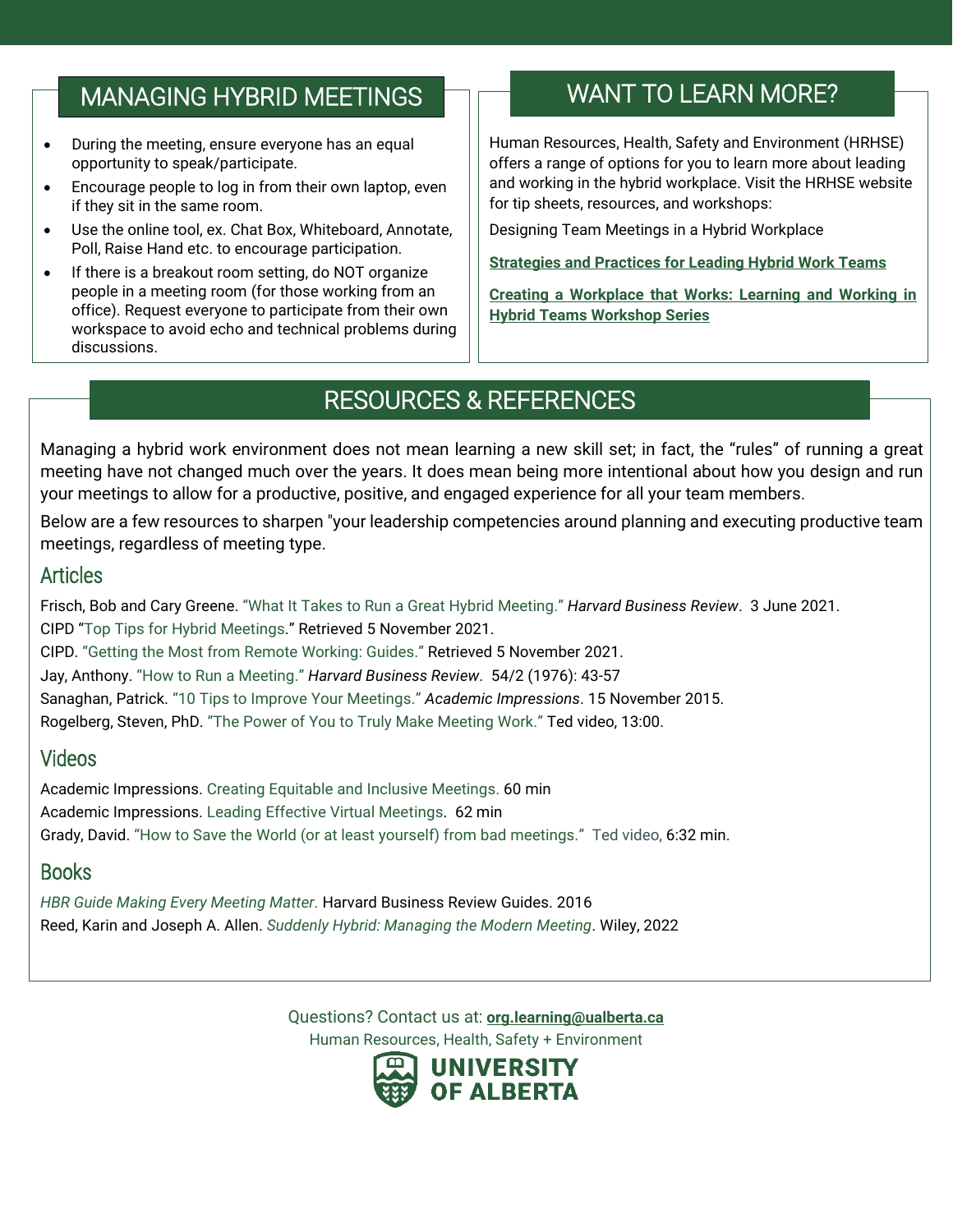## MANAGING HYBRID MEETINGS

- During the meeting, ensure everyone has an equal opportunity to speak/participate.
- Encourage people to log in from their own laptop, even if they sit in the same room.
- Use the online tool, ex. Chat Box, Whiteboard, Annotate, Poll, Raise Hand etc. to encourage participation.
- If there is a breakout room setting, do NOT organize people in a meeting room (for those working from an office). Request everyone to participate from their own workspace to avoid echo and technical problems during discussions.

## WANT TO LEARN MORE?

Human Resources, Health, Safety and Environment (HRHSE) offers a range of options for you to learn more about leading and working in the hybrid workplace. Visit the HRHSE website for tip sheets, resources, and workshops:

Designing Team Meetings in a Hybrid Workplace

**Strategies and Practices for Leading Hybrid Work Teams**

**Creating a Workplace that Works: Learning and Working in Hybrid Teams Workshop Series**

## RESOURCES & REFERENCES

Managing a hybrid work environment does not mean learning a new skill set; in fact, the "rules" of running a great meeting have not changed much over the years. It does mean being more intentional about how you design and run your meetings to allow for a productive, positive, and engaged experience for all your team members.

Below are a few resources to sharpen "your leadership competencies around planning and executing productive team meetings, regardless of meeting type.

### Articles

Frisch, Bob and Cary Greene. "What It Takes to Run a Great Hybrid Meeting." *Harvard Business Review*. 3 June 2021.
CIPD "Top Tips for Hybrid Meetings." Retrieved 5 November 2021.
CIPD. "Getting the Most from Remote Working: Guides." Retrieved 5 November 2021.
Jay, Anthony. "How to Run a Meeting." *Harvard Business Review*. 54/2 (1976): 43-57
Sanaghan, Patrick. "10 Tips to Improve Your Meetings." *Academic Impressions*. 15 November 2015.
Rogelberg, Steven, PhD. "The Power of You to Truly Make Meeting Work." Ted video, 13:00.

### Videos

Academic Impressions. Creating Equitable and Inclusive Meetings. 60 min
Academic Impressions. Leading Effective Virtual Meetings. 62 min
Grady, David. "How to Save the World (or at least yourself) from bad meetings." Ted video, 6:32 min.

### Books

*HBR Guide Making Every Meeting Matter*. Harvard Business Review Guides. 2016
Reed, Karin and Joseph A. Allen. *Suddenly Hybrid: Managing the Modern Meeting*. Wiley, 2022

Questions? Contact us at: **org.learning@ualberta.ca**
Human Resources, Health, Safety + Environment

UNIVERSITY OF ALBERTA